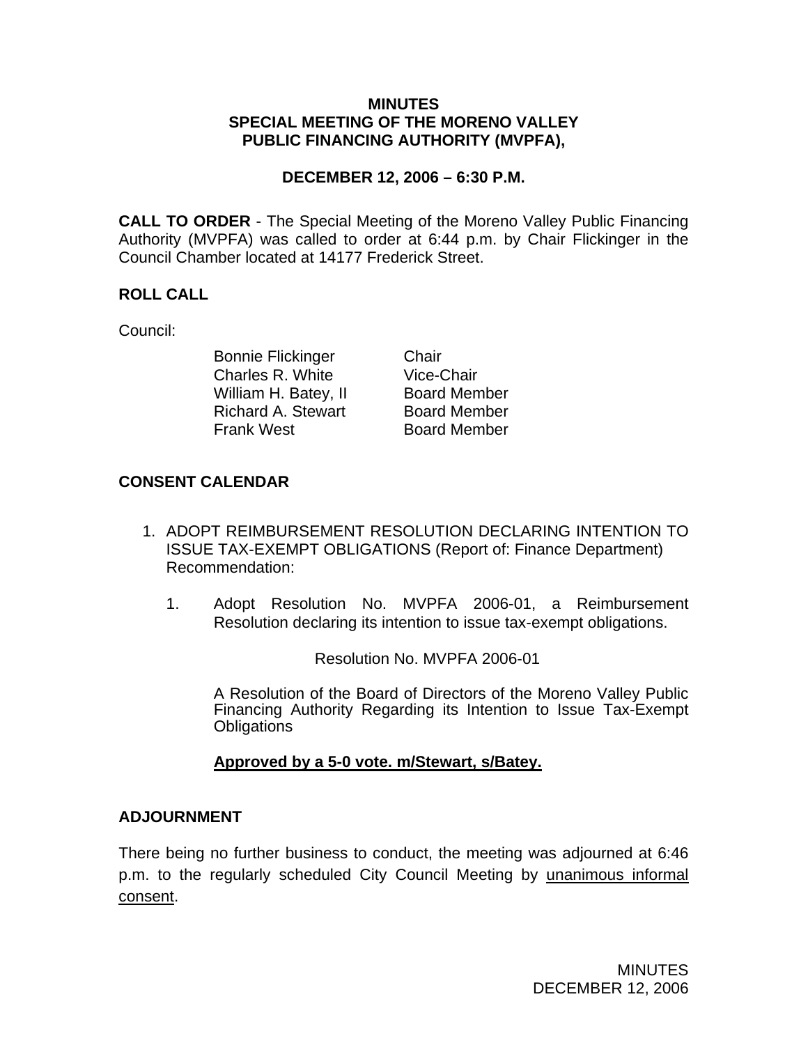# MINUTES
# SPECIAL MEETING OF THE MORENO VALLEY PUBLIC FINANCING AUTHORITY (MVPFA),

## DECEMBER 12, 2006 – 6:30 P.M.

**CALL TO ORDER** - The Special Meeting of the Moreno Valley Public Financing Authority (MVPFA) was called to order at 6:44 p.m. by Chair Flickinger in the Council Chamber located at 14177 Frederick Street.

**ROLL CALL**

Council:

| | |
|---|---|
| Bonnie Flickinger | Chair |
| Charles R. White | Vice-Chair |
| William H. Batey, II | Board Member |
| Richard A. Stewart | Board Member |
| Frank West | Board Member |

**CONSENT CALENDAR**

1. ADOPT REIMBURSEMENT RESOLUTION DECLARING INTENTION TO ISSUE TAX-EXEMPT OBLIGATIONS (Report of: Finance Department) Recommendation:

    1. Adopt Resolution No. MVPFA 2006-01, a Reimbursement Resolution declaring its intention to issue tax-exempt obligations.

        Resolution No. MVPFA 2006-01

        A Resolution of the Board of Directors of the Moreno Valley Public Financing Authority Regarding its Intention to Issue Tax-Exempt Obligations

        **Approved by a 5-0 vote. m/Stewart, s/Batey.**

**ADJOURNMENT**

There being no further business to conduct, the meeting was adjourned at 6:46 p.m. to the regularly scheduled City Council Meeting by unanimous informal consent.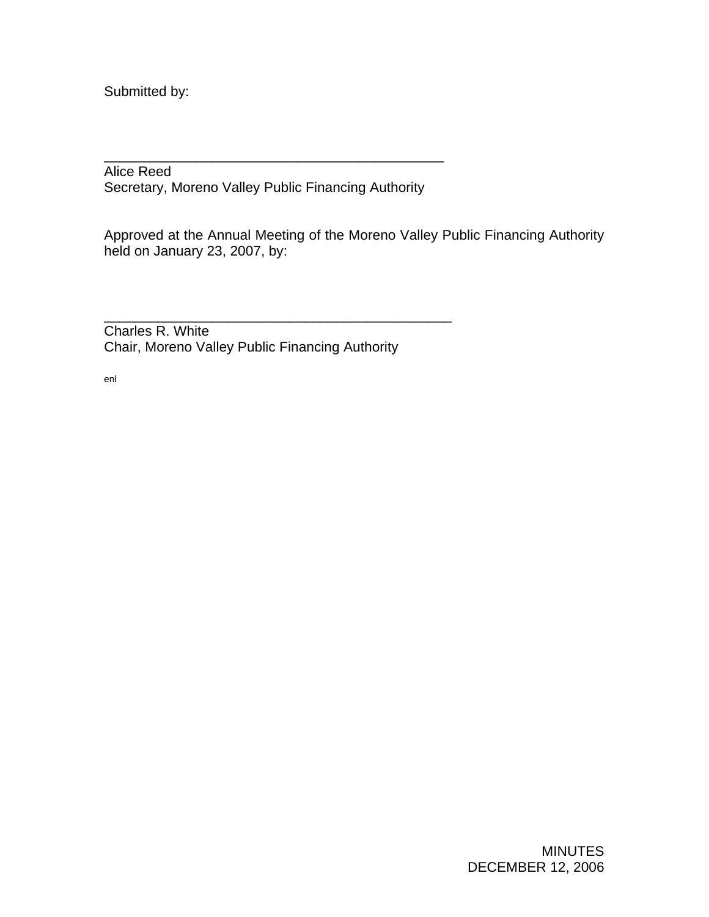Submitted by:

_____________________________________________
Alice Reed
Secretary, Moreno Valley Public Financing Authority

Approved at the Annual Meeting of the Moreno Valley Public Financing Authority held on January 23, 2007, by:

______________________________________________
Charles R. White
Chair, Moreno Valley Public Financing Authority

enl